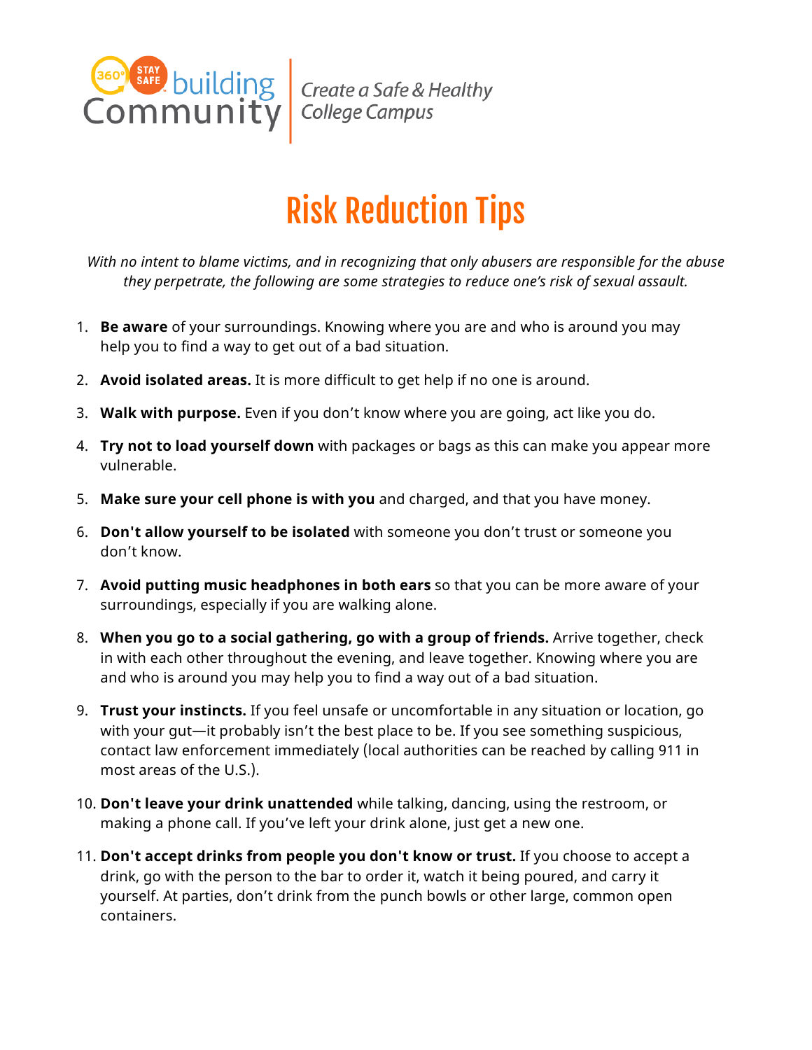360° STAY SAFE building Community | Create a Safe & Healthy College Campus

# Risk Reduction Tips

*With no intent to blame victims, and in recognizing that only abusers are responsible for the abuse they perpetrate, the following are some strategies to reduce one's risk of sexual assault.*

1. **Be aware** of your surroundings. Knowing where you are and who is around you may help you to find a way to get out of a bad situation.
2. **Avoid isolated areas.** It is more difficult to get help if no one is around.
3. **Walk with purpose.** Even if you don't know where you are going, act like you do.
4. **Try not to load yourself down** with packages or bags as this can make you appear more vulnerable.
5. **Make sure your cell phone is with you** and charged, and that you have money.
6. **Don't allow yourself to be isolated** with someone you don't trust or someone you don't know.
7. **Avoid putting music headphones in both ears** so that you can be more aware of your surroundings, especially if you are walking alone.
8. **When you go to a social gathering, go with a group of friends.** Arrive together, check in with each other throughout the evening, and leave together. Knowing where you are and who is around you may help you to find a way out of a bad situation.
9. **Trust your instincts.** If you feel unsafe or uncomfortable in any situation or location, go with your gut—it probably isn't the best place to be. If you see something suspicious, contact law enforcement immediately (local authorities can be reached by calling 911 in most areas of the U.S.).
10. **Don't leave your drink unattended** while talking, dancing, using the restroom, or making a phone call. If you've left your drink alone, just get a new one.
11. **Don't accept drinks from people you don't know or trust.** If you choose to accept a drink, go with the person to the bar to order it, watch it being poured, and carry it yourself. At parties, don't drink from the punch bowls or other large, common open containers.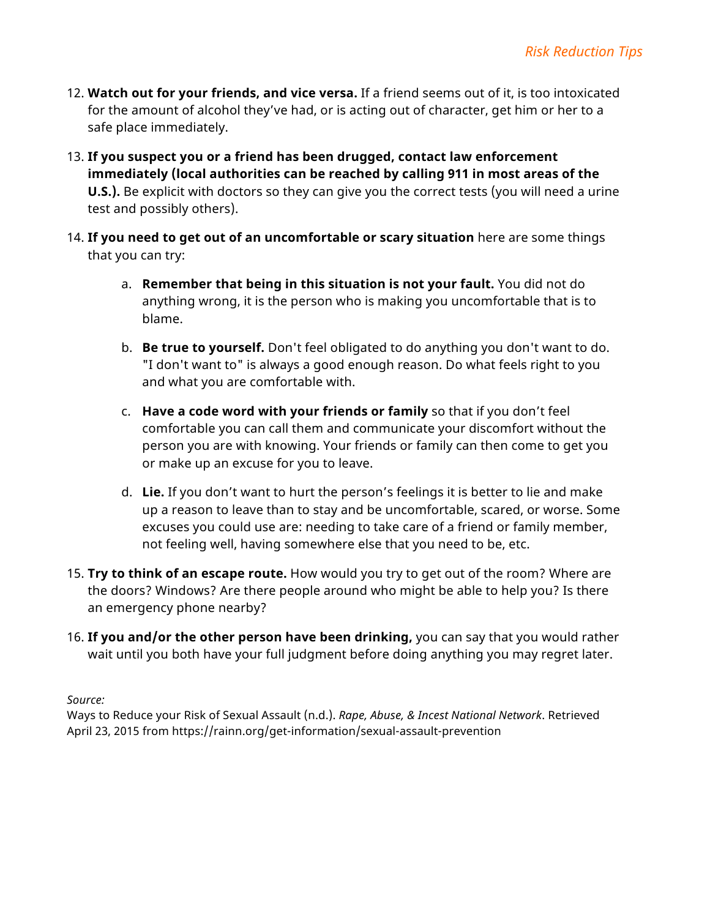12. **Watch out for your friends, and vice versa.** If a friend seems out of it, is too intoxicated for the amount of alcohol they've had, or is acting out of character, get him or her to a safe place immediately.

13. **If you suspect you or a friend has been drugged, contact law enforcement immediately (local authorities can be reached by calling 911 in most areas of the U.S.).** Be explicit with doctors so they can give you the correct tests (you will need a urine test and possibly others).

14. **If you need to get out of an uncomfortable or scary situation** here are some things that you can try:

    a. **Remember that being in this situation is not your fault.** You did not do anything wrong, it is the person who is making you uncomfortable that is to blame.

    b. **Be true to yourself.** Don't feel obligated to do anything you don't want to do. "I don't want to" is always a good enough reason. Do what feels right to you and what you are comfortable with.

    c. **Have a code word with your friends or family** so that if you don't feel comfortable you can call them and communicate your discomfort without the person you are with knowing. Your friends or family can then come to get you or make up an excuse for you to leave.

    d. **Lie.** If you don't want to hurt the person's feelings it is better to lie and make up a reason to leave than to stay and be uncomfortable, scared, or worse. Some excuses you could use are: needing to take care of a friend or family member, not feeling well, having somewhere else that you need to be, etc.

15. **Try to think of an escape route.** How would you try to get out of the room? Where are the doors? Windows? Are there people around who might be able to help you? Is there an emergency phone nearby?

16. **If you and/or the other person have been drinking,** you can say that you would rather wait until you both have your full judgment before doing anything you may regret later.

*Source:*

Ways to Reduce your Risk of Sexual Assault (n.d.). *Rape, Abuse, & Incest National Network*. Retrieved April 23, 2015 from https://rainn.org/get-information/sexual-assault-prevention